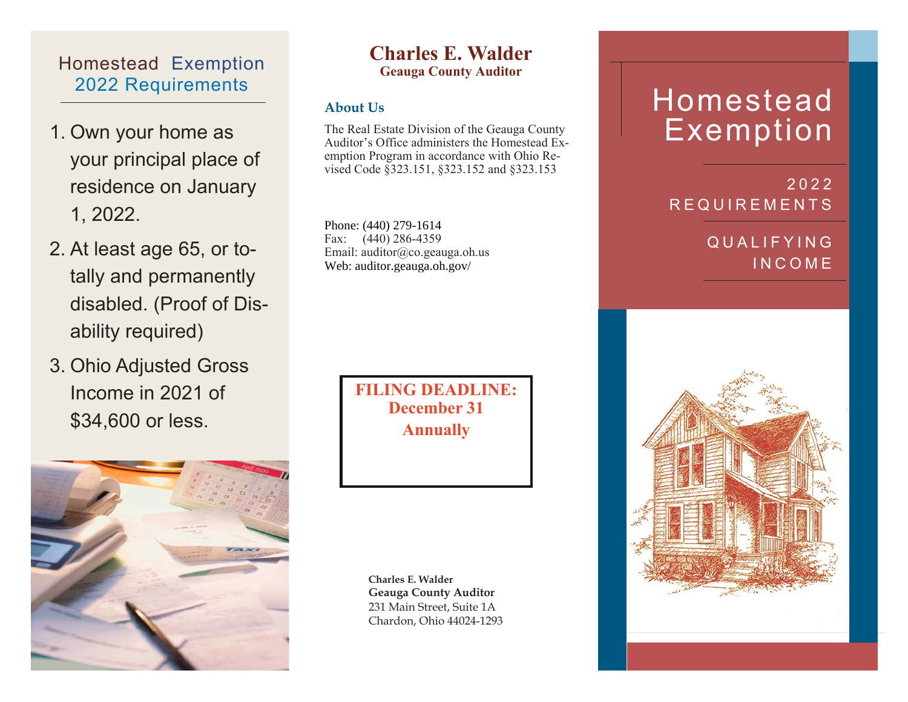## Homestead Exemption 2022 Requirements

1. Own your home as your principal place of residence on January 1, 2022.
2. At least age 65, or totally and permanently disabled. (Proof of Disability required)
3. Ohio Adjusted Gross Income in 2021 of $34,600 or less.

# Charles E. Walder

**Geauga County Auditor**

### About Us

The Real Estate Division of the Geauga County Auditor's Office administers the Homestead Exemption Program in accordance with Ohio Revised Code §323.151, §323.152 and §323.153

Phone: (440) 279-1614
Fax: (440) 286-4359
Email: auditor@co.geauga.oh.us
Web: auditor.geauga.oh.gov/

**FILING DEADLINE:**
**December 31**
**Annually**

**Charles E. Walder**
**Geauga County Auditor**
231 Main Street, Suite 1A
Chardon, Ohio 44024-1293

# Homestead Exemption

2022 REQUIREMENTS

QUALIFYING INCOME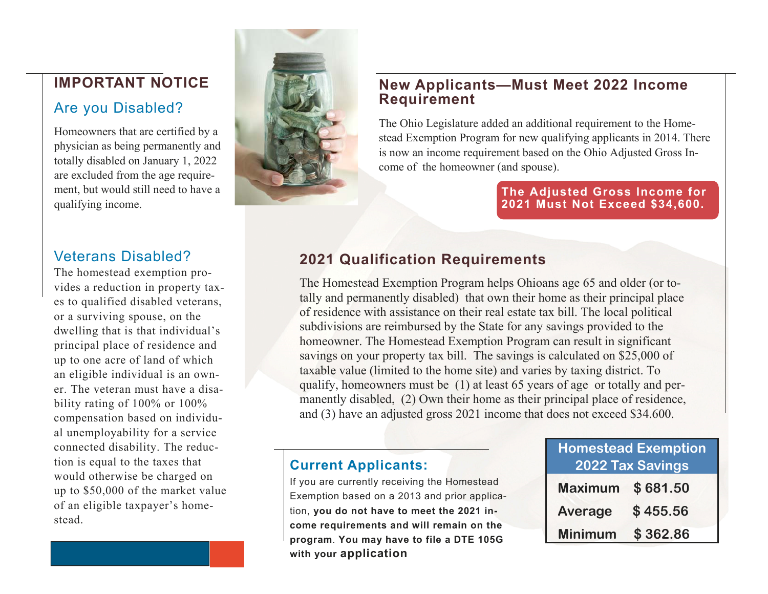## IMPORTANT NOTICE

### Are you Disabled?

Homeowners that are certified by a physician as being permanently and totally disabled on January 1, 2022 are excluded from the age requirement, but would still need to have a qualifying income.

### Veterans Disabled?

The homestead exemption provides a reduction in property taxes to qualified disabled veterans, or a surviving spouse, on the dwelling that is that individual's principal place of residence and up to one acre of land of which an eligible individual is an owner. The veteran must have a disability rating of 100% or 100% compensation based on individual unemployability for a service connected disability. The reduction is equal to the taxes that would otherwise be charged on up to $50,000 of the market value of an eligible taxpayer's homestead.

## New Applicants—Must Meet 2022 Income Requirement

The Ohio Legislature added an additional requirement to the Homestead Exemption Program for new qualifying applicants in 2014. There is now an income requirement based on the Ohio Adjusted Gross Income of the homeowner (and spouse).

**The Adjusted Gross Income for 2021 Must Not Exceed $34,600.**

## 2021 Qualification Requirements

The Homestead Exemption Program helps Ohioans age 65 and older (or totally and permanently disabled) that own their home as their principal place of residence with assistance on their real estate tax bill. The local political subdivisions are reimbursed by the State for any savings provided to the homeowner. The Homestead Exemption Program can result in significant savings on your property tax bill. The savings is calculated on $25,000 of taxable value (limited to the home site) and varies by taxing district. To qualify, homeowners must be (1) at least 65 years of age or totally and permanently disabled, (2) Own their home as their principal place of residence, and (3) have an adjusted gross 2021 income that does not exceed $34.600.

### Current Applicants:

If you are currently receiving the Homestead Exemption based on a 2013 and prior application, **you do not have to meet the 2021 income requirements and will remain on the program**. **You may have to file a DTE 105G with your application**

| Homestead Exemption 2022 Tax Savings | |
|---|---|
| Maximum | $ 681.50 |
| Average | $ 455.56 |
| Minimum | $ 362.86 |